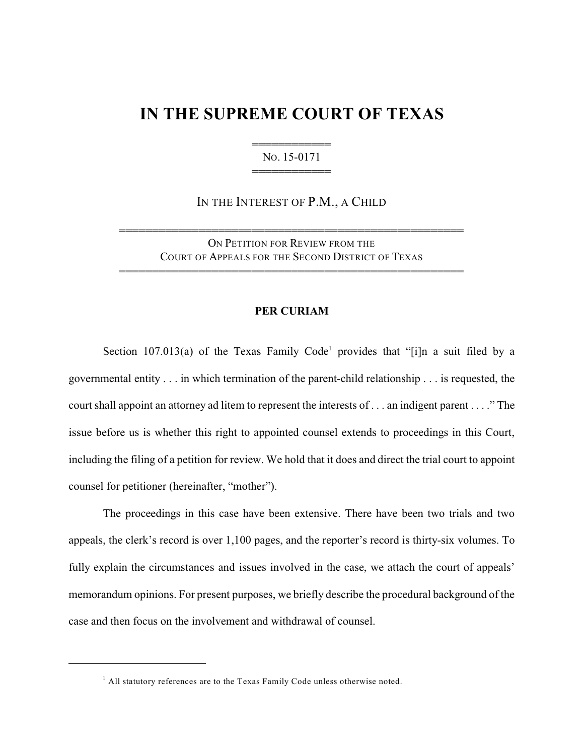# IN THE SUPREME COURT OF TEXAS

NO. 15-0171

IN THE INTEREST OF P.M., A CHILD

ON PETITION FOR REVIEW FROM THE
COURT OF APPEALS FOR THE SECOND DISTRICT OF TEXAS

**PER CURIAM**

Section 107.013(a) of the Texas Family Code[1] provides that "[i]n a suit filed by a governmental entity . . . in which termination of the parent-child relationship . . . is requested, the court shall appoint an attorney ad litem to represent the interests of . . . an indigent parent . . . ." The issue before us is whether this right to appointed counsel extends to proceedings in this Court, including the filing of a petition for review. We hold that it does and direct the trial court to appoint counsel for petitioner (hereinafter, "mother").

The proceedings in this case have been extensive. There have been two trials and two appeals, the clerk's record is over 1,100 pages, and the reporter's record is thirty-six volumes. To fully explain the circumstances and issues involved in the case, we attach the court of appeals' memorandum opinions. For present purposes, we briefly describe the procedural background of the case and then focus on the involvement and withdrawal of counsel.

[1] All statutory references are to the Texas Family Code unless otherwise noted.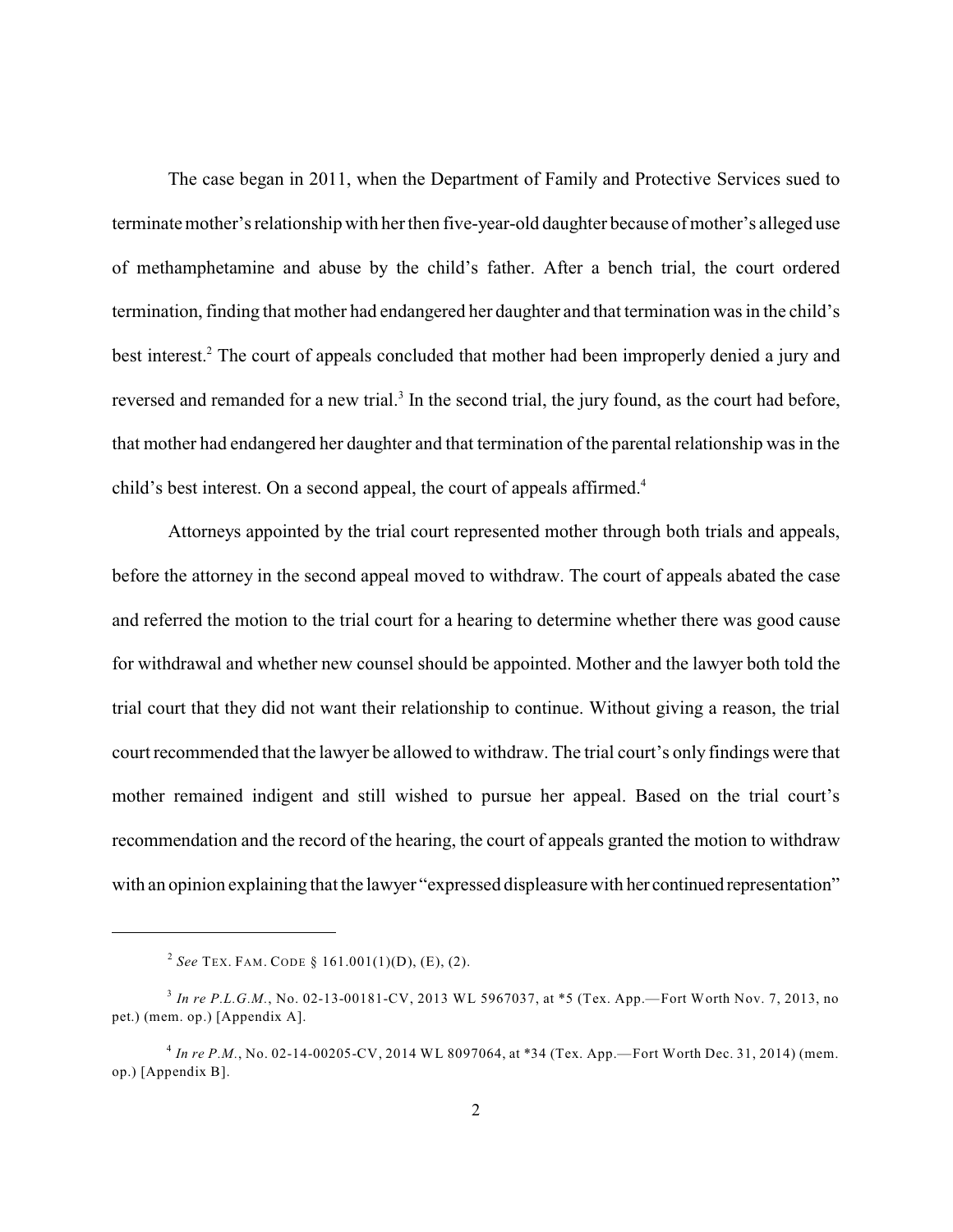The case began in 2011, when the Department of Family and Protective Services sued to terminate mother's relationship with her then five-year-old daughter because of mother's alleged use of methamphetamine and abuse by the child's father. After a bench trial, the court ordered termination, finding that mother had endangered her daughter and that termination was in the child's best interest.[2] The court of appeals concluded that mother had been improperly denied a jury and reversed and remanded for a new trial.[3] In the second trial, the jury found, as the court had before, that mother had endangered her daughter and that termination of the parental relationship was in the child's best interest. On a second appeal, the court of appeals affirmed.[4]

Attorneys appointed by the trial court represented mother through both trials and appeals, before the attorney in the second appeal moved to withdraw. The court of appeals abated the case and referred the motion to the trial court for a hearing to determine whether there was good cause for withdrawal and whether new counsel should be appointed. Mother and the lawyer both told the trial court that they did not want their relationship to continue. Without giving a reason, the trial court recommended that the lawyer be allowed to withdraw. The trial court's only findings were that mother remained indigent and still wished to pursue her appeal. Based on the trial court's recommendation and the record of the hearing, the court of appeals granted the motion to withdraw with an opinion explaining that the lawyer "expressed displeasure with her continued representation"

---

[2] *See* TEX. FAM. CODE § 161.001(1)(D), (E), (2).

[3] *In re P.L.G.M.*, No. 02-13-00181-CV, 2013 WL 5967037, at *5 (Tex. App.—Fort Worth Nov. 7, 2013, no pet.) (mem. op.) [Appendix A].

[4] *In re P.M.*, No. 02-14-00205-CV, 2014 WL 8097064, at *34 (Tex. App.—Fort Worth Dec. 31, 2014) (mem. op.) [Appendix B].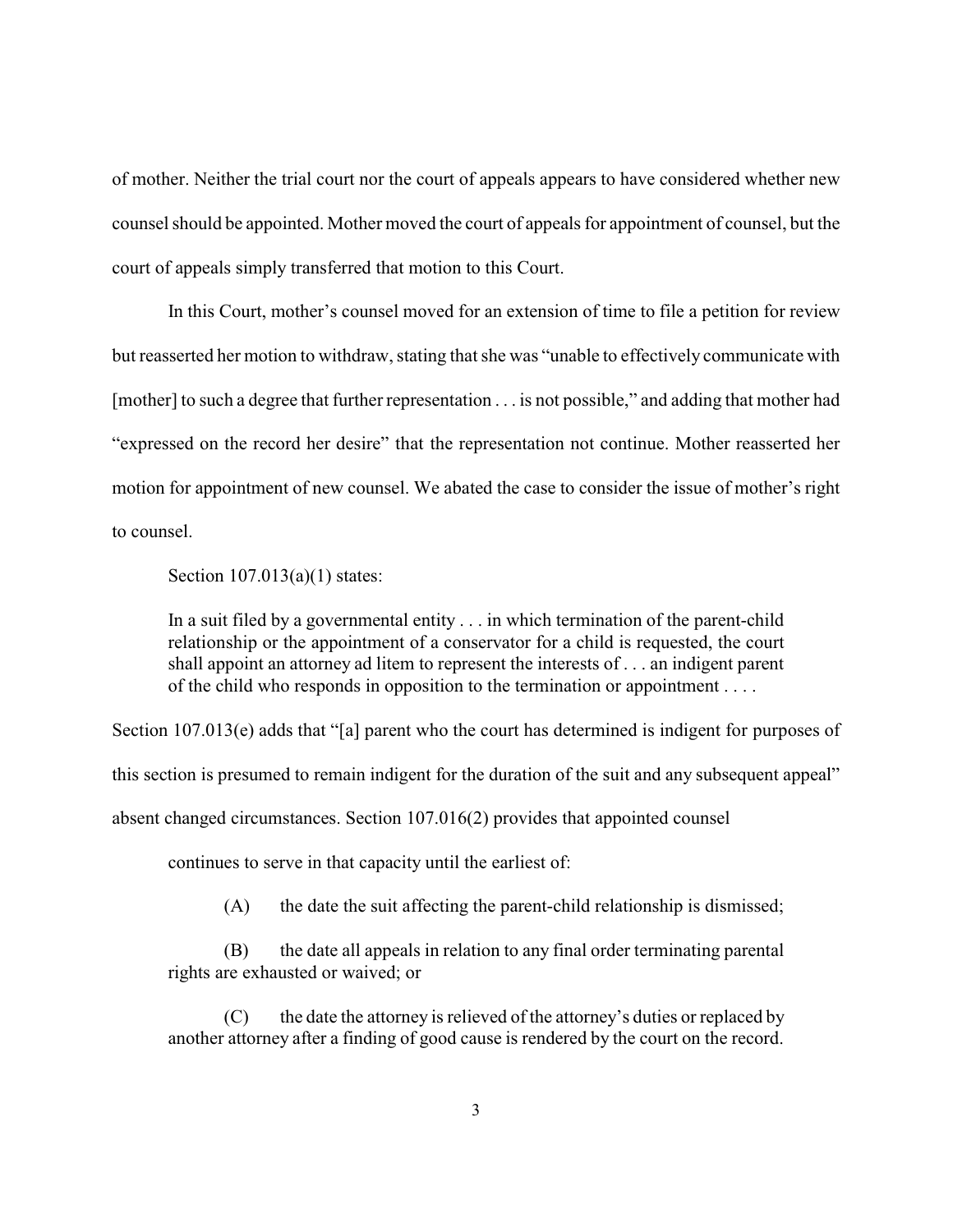of mother. Neither the trial court nor the court of appeals appears to have considered whether new counsel should be appointed. Mother moved the court of appeals for appointment of counsel, but the court of appeals simply transferred that motion to this Court.

In this Court, mother's counsel moved for an extension of time to file a petition for review but reasserted her motion to withdraw, stating that she was "unable to effectively communicate with [mother] to such a degree that further representation . . . is not possible," and adding that mother had "expressed on the record her desire" that the representation not continue. Mother reasserted her motion for appointment of new counsel. We abated the case to consider the issue of mother's right to counsel.

Section 107.013(a)(1) states:

> In a suit filed by a governmental entity . . . in which termination of the parent-child relationship or the appointment of a conservator for a child is requested, the court shall appoint an attorney ad litem to represent the interests of . . . an indigent parent of the child who responds in opposition to the termination or appointment . . . .

Section 107.013(e) adds that "[a] parent who the court has determined is indigent for purposes of this section is presumed to remain indigent for the duration of the suit and any subsequent appeal" absent changed circumstances. Section 107.016(2) provides that appointed counsel

> continues to serve in that capacity until the earliest of:
>
> (A) the date the suit affecting the parent-child relationship is dismissed;
>
> (B) the date all appeals in relation to any final order terminating parental rights are exhausted or waived; or
>
> (C) the date the attorney is relieved of the attorney's duties or replaced by another attorney after a finding of good cause is rendered by the court on the record.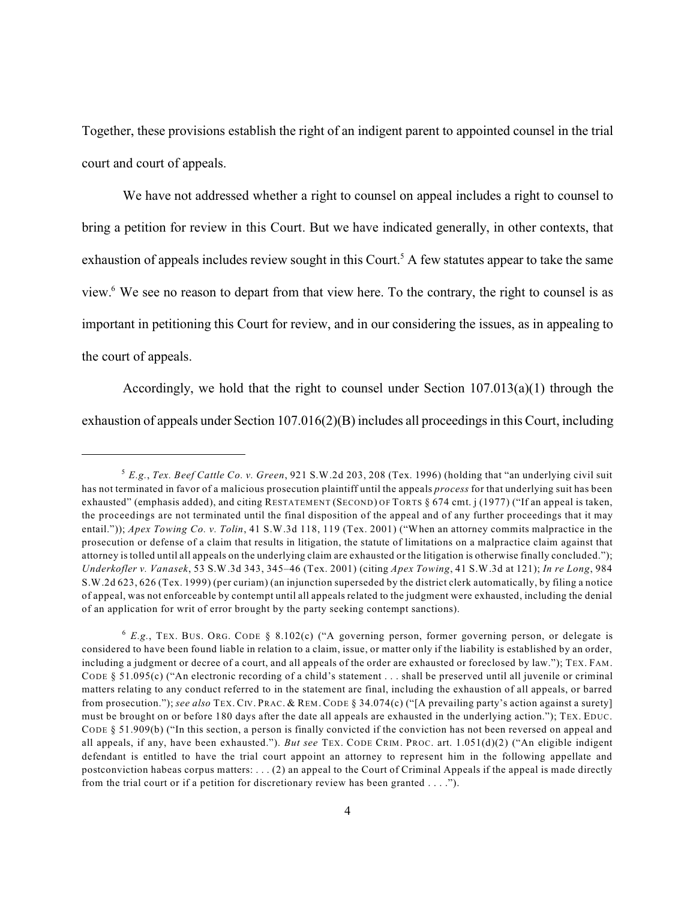Together, these provisions establish the right of an indigent parent to appointed counsel in the trial court and court of appeals.

We have not addressed whether a right to counsel on appeal includes a right to counsel to bring a petition for review in this Court. But we have indicated generally, in other contexts, that exhaustion of appeals includes review sought in this Court.[5] A few statutes appear to take the same view.[6] We see no reason to depart from that view here. To the contrary, the right to counsel is as important in petitioning this Court for review, and in our considering the issues, as in appealing to the court of appeals.

Accordingly, we hold that the right to counsel under Section 107.013(a)(1) through the exhaustion of appeals under Section 107.016(2)(B) includes all proceedings in this Court, including

---

[5] *E.g.*, *Tex. Beef Cattle Co. v. Green*, 921 S.W.2d 203, 208 (Tex. 1996) (holding that "an underlying civil suit has not terminated in favor of a malicious prosecution plaintiff until the appeals *process* for that underlying suit has been exhausted" (emphasis added), and citing RESTATEMENT (SECOND) OF TORTS § 674 cmt. j (1977) ("If an appeal is taken, the proceedings are not terminated until the final disposition of the appeal and of any further proceedings that it may entail.")); *Apex Towing Co. v. Tolin*, 41 S.W.3d 118, 119 (Tex. 2001) ("When an attorney commits malpractice in the prosecution or defense of a claim that results in litigation, the statute of limitations on a malpractice claim against that attorney is tolled until all appeals on the underlying claim are exhausted or the litigation is otherwise finally concluded."); *Underkofler v. Vanasek*, 53 S.W.3d 343, 345–46 (Tex. 2001) (citing *Apex Towing*, 41 S.W.3d at 121); *In re Long*, 984 S.W.2d 623, 626 (Tex. 1999) (per curiam) (an injunction superseded by the district clerk automatically, by filing a notice of appeal, was not enforceable by contempt until all appeals related to the judgment were exhausted, including the denial of an application for writ of error brought by the party seeking contempt sanctions).

[6] *E.g.*, TEX. BUS. ORG. CODE § 8.102(c) ("A governing person, former governing person, or delegate is considered to have been found liable in relation to a claim, issue, or matter only if the liability is established by an order, including a judgment or decree of a court, and all appeals of the order are exhausted or foreclosed by law."); TEX. FAM. CODE § 51.095(c) ("An electronic recording of a child's statement . . . shall be preserved until all juvenile or criminal matters relating to any conduct referred to in the statement are final, including the exhaustion of all appeals, or barred from prosecution."); *see also* TEX. CIV. PRAC. & REM. CODE § 34.074(c) ("[A prevailing party's action against a surety] must be brought on or before 180 days after the date all appeals are exhausted in the underlying action."); TEX. EDUC. CODE § 51.909(b) ("In this section, a person is finally convicted if the conviction has not been reversed on appeal and all appeals, if any, have been exhausted."). *But see* TEX. CODE CRIM. PROC. art. 1.051(d)(2) ("An eligible indigent defendant is entitled to have the trial court appoint an attorney to represent him in the following appellate and postconviction habeas corpus matters: . . . (2) an appeal to the Court of Criminal Appeals if the appeal is made directly from the trial court or if a petition for discretionary review has been granted . . . .").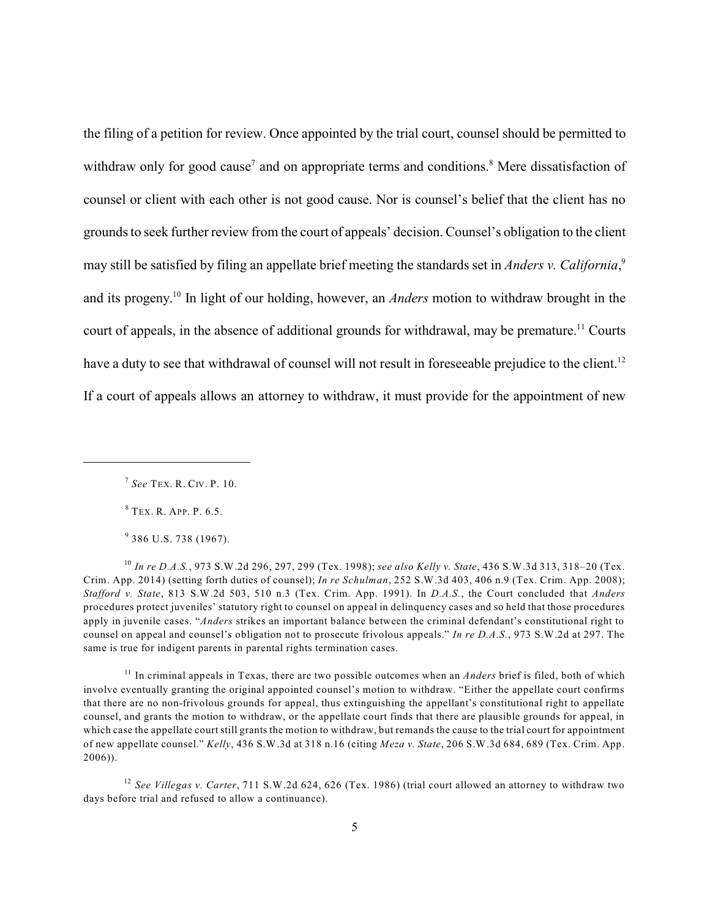the filing of a petition for review. Once appointed by the trial court, counsel should be permitted to withdraw only for good cause[7] and on appropriate terms and conditions.[8] Mere dissatisfaction of counsel or client with each other is not good cause. Nor is counsel's belief that the client has no grounds to seek further review from the court of appeals' decision. Counsel's obligation to the client may still be satisfied by filing an appellate brief meeting the standards set in *Anders v. California*,[9] and its progeny.[10] In light of our holding, however, an *Anders* motion to withdraw brought in the court of appeals, in the absence of additional grounds for withdrawal, may be premature.[11] Courts have a duty to see that withdrawal of counsel will not result in foreseeable prejudice to the client.[12] If a court of appeals allows an attorney to withdraw, it must provide for the appointment of new

---

[7] *See* TEX. R. CIV. P. 10.

[8] TEX. R. APP. P. 6.5.

[9] 386 U.S. 738 (1967).

[10] *In re D.A.S.*, 973 S.W.2d 296, 297, 299 (Tex. 1998); *see also Kelly v. State*, 436 S.W.3d 313, 318–20 (Tex. Crim. App. 2014) (setting forth duties of counsel); *In re Schulman*, 252 S.W.3d 403, 406 n.9 (Tex. Crim. App. 2008); *Stafford v. State*, 813 S.W.2d 503, 510 n.3 (Tex. Crim. App. 1991). In *D.A.S.*, the Court concluded that *Anders* procedures protect juveniles' statutory right to counsel on appeal in delinquency cases and so held that those procedures apply in juvenile cases. "*Anders* strikes an important balance between the criminal defendant's constitutional right to counsel on appeal and counsel's obligation not to prosecute frivolous appeals." *In re D.A.S.*, 973 S.W.2d at 297. The same is true for indigent parents in parental rights termination cases.

[11] In criminal appeals in Texas, there are two possible outcomes when an *Anders* brief is filed, both of which involve eventually granting the original appointed counsel's motion to withdraw. "Either the appellate court confirms that there are no non-frivolous grounds for appeal, thus extinguishing the appellant's constitutional right to appellate counsel, and grants the motion to withdraw, or the appellate court finds that there are plausible grounds for appeal, in which case the appellate court still grants the motion to withdraw, but remands the cause to the trial court for appointment of new appellate counsel." *Kelly*, 436 S.W.3d at 318 n.16 (citing *Meza v. State*, 206 S.W.3d 684, 689 (Tex. Crim. App. 2006)).

[12] *See Villegas v. Carter*, 711 S.W.2d 624, 626 (Tex. 1986) (trial court allowed an attorney to withdraw two days before trial and refused to allow a continuance).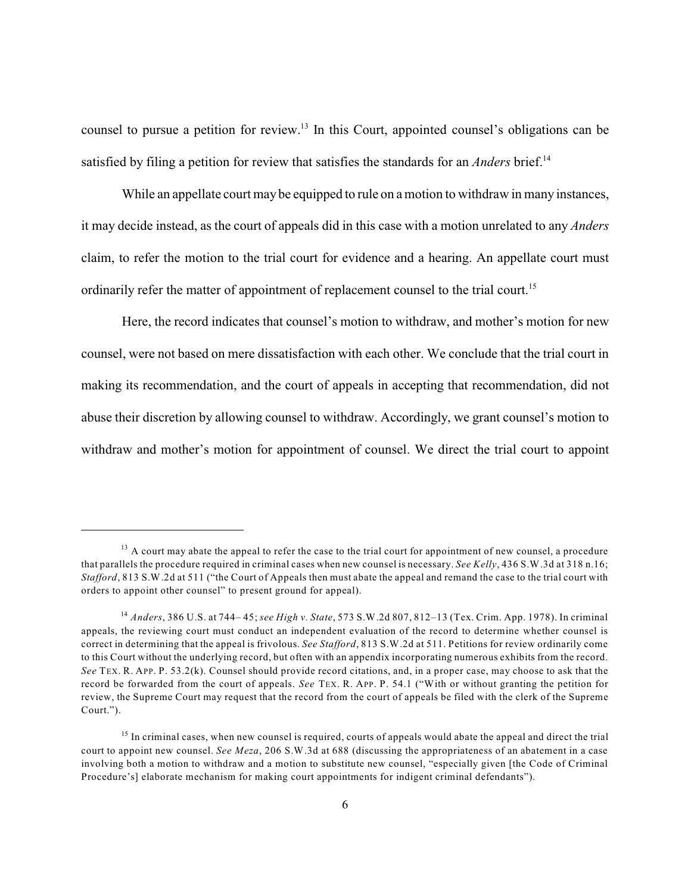counsel to pursue a petition for review.[13] In this Court, appointed counsel's obligations can be satisfied by filing a petition for review that satisfies the standards for an *Anders* brief.[14]

While an appellate court may be equipped to rule on a motion to withdraw in many instances, it may decide instead, as the court of appeals did in this case with a motion unrelated to any *Anders* claim, to refer the motion to the trial court for evidence and a hearing. An appellate court must ordinarily refer the matter of appointment of replacement counsel to the trial court.[15]

Here, the record indicates that counsel's motion to withdraw, and mother's motion for new counsel, were not based on mere dissatisfaction with each other. We conclude that the trial court in making its recommendation, and the court of appeals in accepting that recommendation, did not abuse their discretion by allowing counsel to withdraw. Accordingly, we grant counsel's motion to withdraw and mother's motion for appointment of counsel. We direct the trial court to appoint

---

[13] A court may abate the appeal to refer the case to the trial court for appointment of new counsel, a procedure that parallels the procedure required in criminal cases when new counsel is necessary. *See Kelly*, 436 S.W.3d at 318 n.16; *Stafford*, 813 S.W.2d at 511 ("the Court of Appeals then must abate the appeal and remand the case to the trial court with orders to appoint other counsel" to present ground for appeal).

[14] *Anders*, 386 U.S. at 744– 45; *see High v. State*, 573 S.W.2d 807, 812–13 (Tex. Crim. App. 1978). In criminal appeals, the reviewing court must conduct an independent evaluation of the record to determine whether counsel is correct in determining that the appeal is frivolous. *See Stafford*, 813 S.W.2d at 511. Petitions for review ordinarily come to this Court without the underlying record, but often with an appendix incorporating numerous exhibits from the record. *See* TEX. R. APP. P. 53.2(k). Counsel should provide record citations, and, in a proper case, may choose to ask that the record be forwarded from the court of appeals. *See* TEX. R. APP. P. 54.1 ("With or without granting the petition for review, the Supreme Court may request that the record from the court of appeals be filed with the clerk of the Supreme Court.").

[15] In criminal cases, when new counsel is required, courts of appeals would abate the appeal and direct the trial court to appoint new counsel. *See Meza*, 206 S.W.3d at 688 (discussing the appropriateness of an abatement in a case involving both a motion to withdraw and a motion to substitute new counsel, "especially given [the Code of Criminal Procedure's] elaborate mechanism for making court appointments for indigent criminal defendants").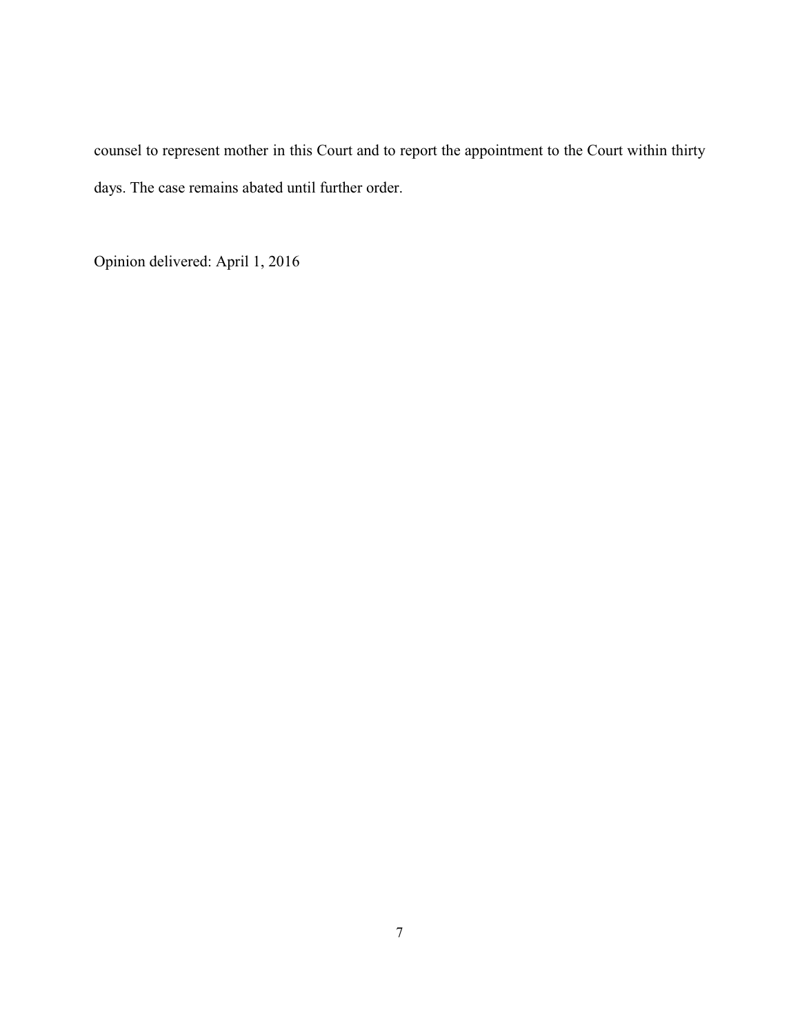counsel to represent mother in this Court and to report the appointment to the Court within thirty days. The case remains abated until further order.

Opinion delivered: April 1, 2016